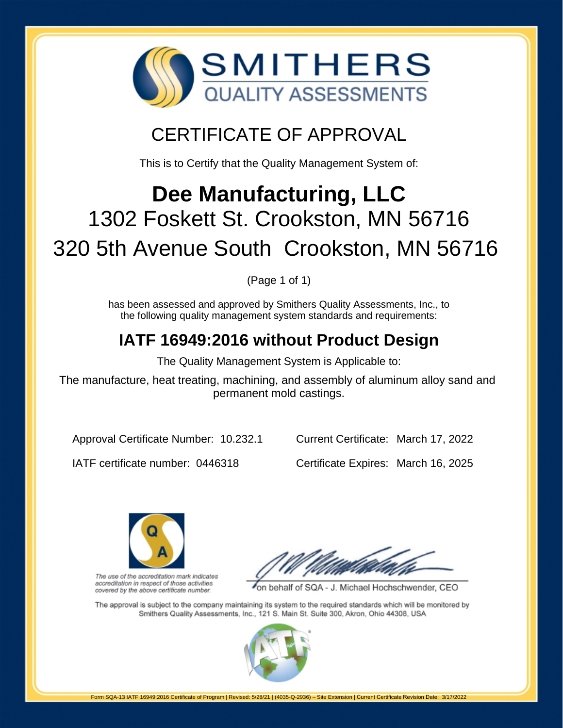SMITHERS
QUALITY ASSESSMENTS

# CERTIFICATE OF APPROVAL

This is to Certify that the Quality Management System of:

## Dee Manufacturing, LLC

1302 Foskett St. Crookston, MN 56716

320 5th Avenue South Crookston, MN 56716

(Page 1 of 1)

has been assessed and approved by Smithers Quality Assessments, Inc., to the following quality management system standards and requirements:

## IATF 16949:2016 without Product Design

The Quality Management System is Applicable to:

The manufacture, heat treating, machining, and assembly of aluminum alloy sand and permanent mold castings.

Approval Certificate Number: 10.232.1

Current Certificate: March 17, 2022

IATF certificate number: 0446318

Certificate Expires: March 16, 2025

*The use of the accreditation mark indicates accreditation in respect of those activities covered by the above certificate number.*

on behalf of SQA - J. Michael Hochschwender, CEO

The approval is subject to the company maintaining its system to the required standards which will be monitored by Smithers Quality Assessments, Inc., 121 S. Main St. Suite 300, Akron, Ohio 44308, USA

Form SQA-13 IATF 16949:2016 Certificate of Program | Revised: 5/28/21 | (4035-Q-2936) – Site Extension | Current Certificate Revision Date: 3/17/2022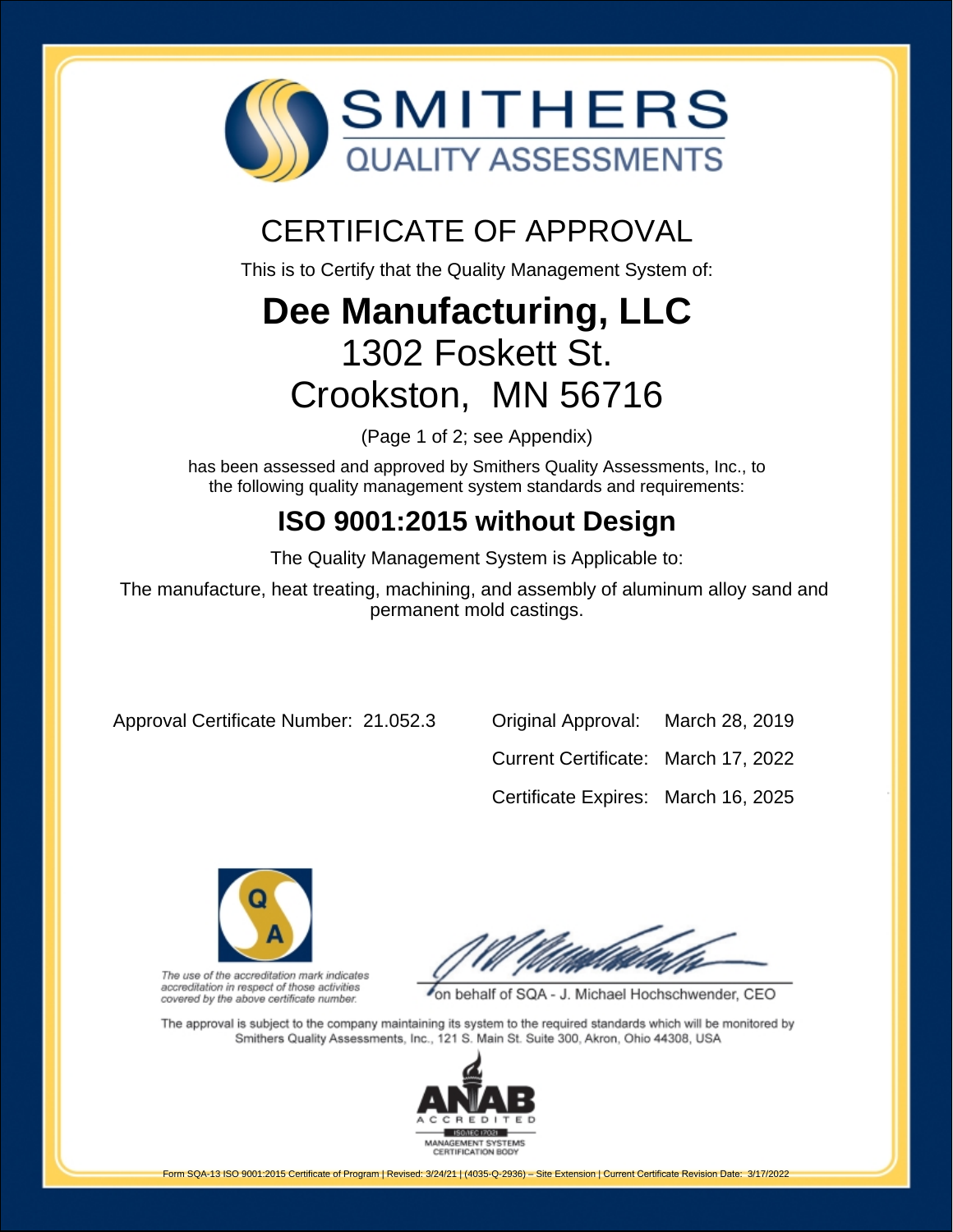SMITHERS

QUALITY ASSESSMENTS

# CERTIFICATE OF APPROVAL

This is to Certify that the Quality Management System of:

## Dee Manufacturing, LLC

## 1302 Foskett St.

## Crookston, MN 56716

(Page 1 of 2; see Appendix)

has been assessed and approved by Smithers Quality Assessments, Inc., to the following quality management system standards and requirements:

## ISO 9001:2015 without Design

The Quality Management System is Applicable to:

The manufacture, heat treating, machining, and assembly of aluminum alloy sand and permanent mold castings.

Approval Certificate Number: 21.052.3

| | |
|---|---|
| Original Approval: | March 28, 2019 |
| Current Certificate: | March 17, 2022 |
| Certificate Expires: | March 16, 2025 |

*The use of the accreditation mark indicates accreditation in respect of those activities covered by the above certificate number.*

on behalf of SQA - J. Michael Hochschwender, CEO

The approval is subject to the company maintaining its system to the required standards which will be monitored by Smithers Quality Assessments, Inc., 121 S. Main St. Suite 300, Akron, Ohio 44308, USA

ANAB ACCREDITED ISO/IEC 17021 MANAGEMENT SYSTEMS CERTIFICATION BODY

Form SQA-13 ISO 9001:2015 Certificate of Program | Revised: 3/24/21 | (4035-Q-2936) – Site Extension | Current Certificate Revision Date: 3/17/2022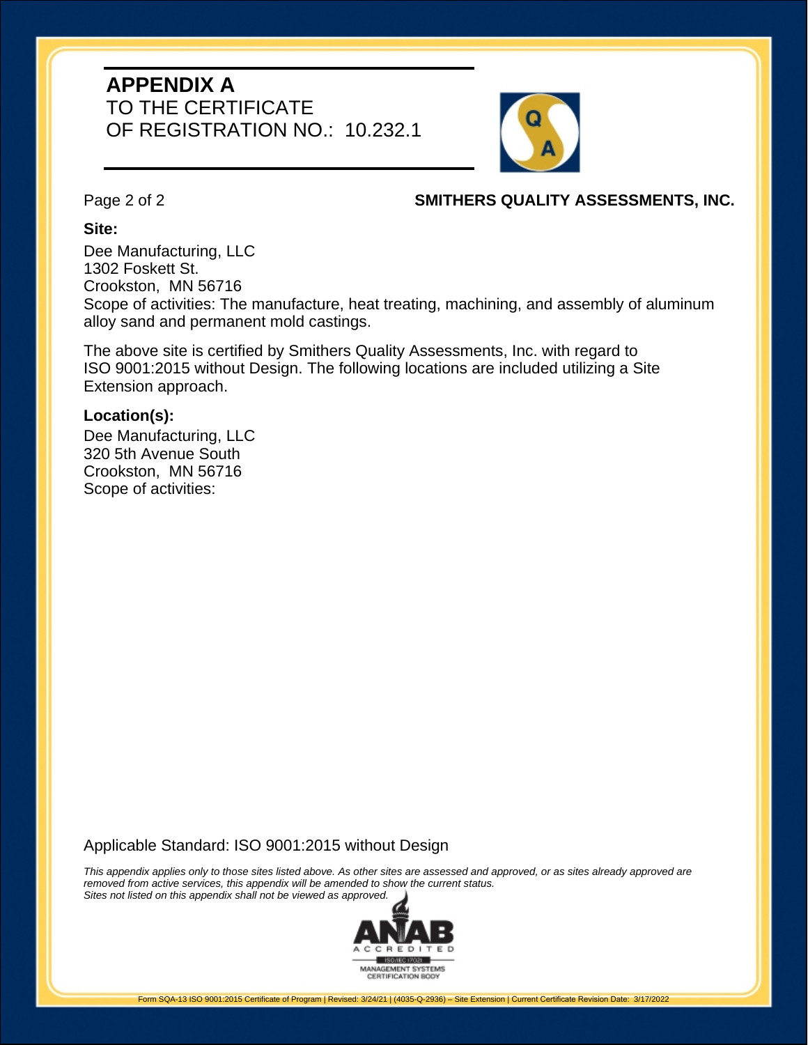# APPENDIX A
TO THE CERTIFICATE
OF REGISTRATION NO.: 10.232.1

**SMITHERS QUALITY ASSESSMENTS, INC.**

**Site:**

Dee Manufacturing, LLC
1302 Foskett St.
Crookston, MN 56716
Scope of activities: The manufacture, heat treating, machining, and assembly of aluminum alloy sand and permanent mold castings.

The above site is certified by Smithers Quality Assessments, Inc. with regard to ISO 9001:2015 without Design. The following locations are included utilizing a Site Extension approach.

**Location(s):**

Dee Manufacturing, LLC
320 5th Avenue South
Crookston, MN 56716
Scope of activities:

Applicable Standard: ISO 9001:2015 without Design

*This appendix applies only to those sites listed above. As other sites are assessed and approved, or as sites already approved are removed from active services, this appendix will be amended to show the current status.*
*Sites not listed on this appendix shall not be viewed as approved.*

ANAB ACCREDITED ISO/IEC 17021 MANAGEMENT SYSTEMS CERTIFICATION BODY

Form SQA-13 ISO 9001:2015 Certificate of Program | Revised: 3/24/21 | (4035-Q-2936) – Site Extension | Current Certificate Revision Date: 3/17/2022